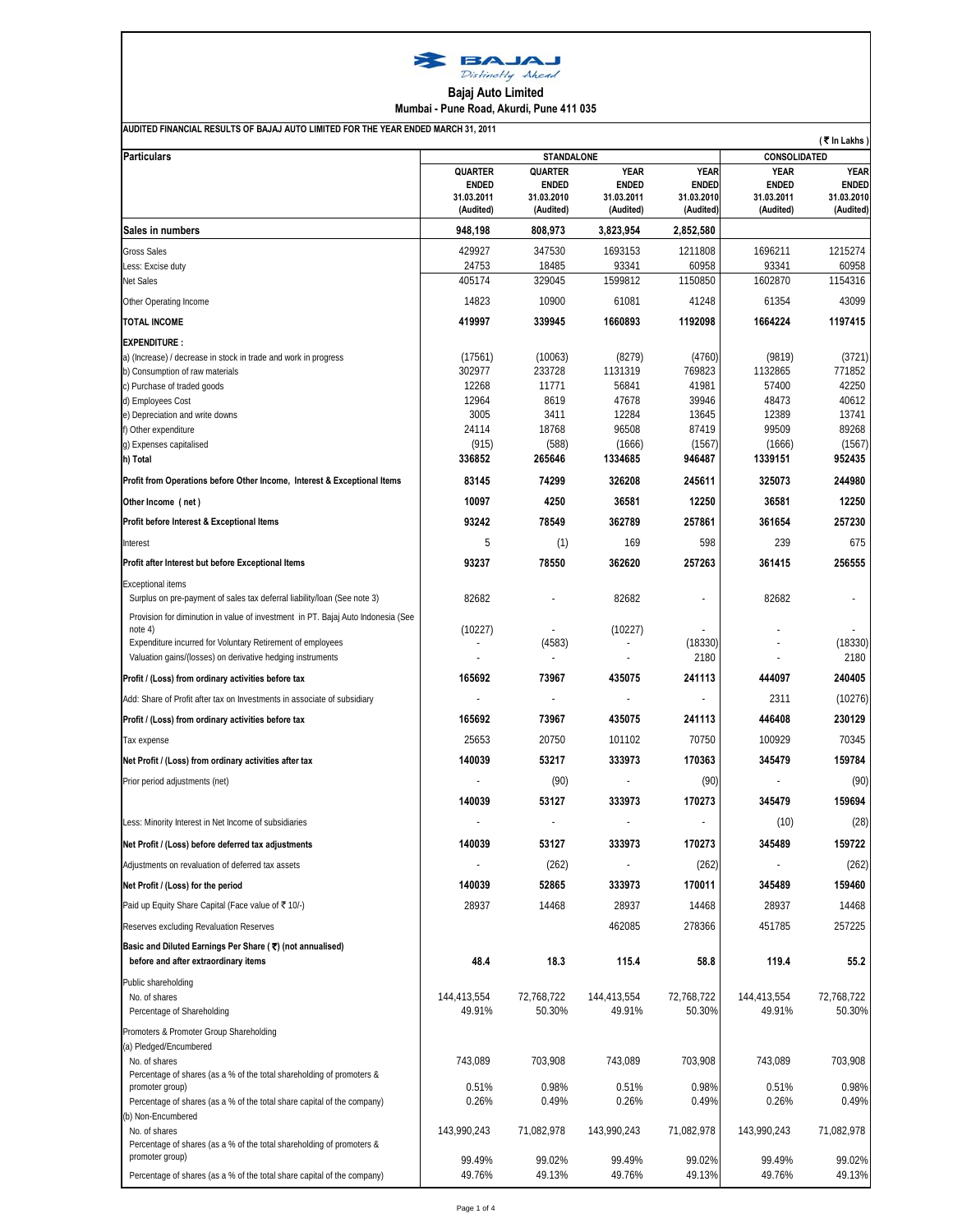# Bajaj Auto Limited

**Mumbai - Pune Road, Akurdi, Pune 411 035**

**AUDITED FINANCIAL RESULTS OF BAJAJ AUTO LIMITED FOR THE YEAR ENDED MARCH 31, 2011**

( ₹ In Lakhs )

| Particulars | STANDALONE | | | | CONSOLIDATED | |
|---|---|---|---|---|---|---|
| | QUARTER ENDED 31.03.2011 (Audited) | QUARTER ENDED 31.03.2010 (Audited) | YEAR ENDED 31.03.2011 (Audited) | YEAR ENDED 31.03.2010 (Audited) | YEAR ENDED 31.03.2011 (Audited) | YEAR ENDED 31.03.2010 (Audited) |
| **Sales in numbers** | **948,198** | **808,973** | **3,823,954** | **2,852,580** | | |
| Gross Sales | 429927 | 347530 | 1693153 | 1211808 | 1696211 | 1215274 |
| Less: Excise duty | 24753 | 18485 | 93341 | 60958 | 93341 | 60958 |
| Net Sales | 405174 | 329045 | 1599812 | 1150850 | 1602870 | 1154316 |
| Other Operating Income | 14823 | 10900 | 61081 | 41248 | 61354 | 43099 |
| **TOTAL INCOME** | **419997** | **339945** | **1660893** | **1192098** | **1664224** | **1197415** |
| **EXPENDITURE :** | | | | | | |
| a) (Increase) / decrease in stock in trade and work in progress | (17561) | (10063) | (8279) | (4760) | (9819) | (3721) |
| b) Consumption of raw materials | 302977 | 233728 | 1131319 | 769823 | 1132865 | 771852 |
| c) Purchase of traded goods | 12268 | 11771 | 56841 | 41981 | 57400 | 42250 |
| d) Employees Cost | 12964 | 8619 | 47678 | 39946 | 48473 | 40612 |
| e) Depreciation and write downs | 3005 | 3411 | 12284 | 13645 | 12389 | 13741 |
| f) Other expenditure | 24114 | 18768 | 96508 | 87419 | 99509 | 89268 |
| g) Expenses capitalised | (915) | (588) | (1666) | (1567) | (1666) | (1567) |
| **h) Total** | **336852** | **265646** | **1334685** | **946487** | **1339151** | **952435** |
| **Profit from Operations before Other Income, Interest & Exceptional Items** | **83145** | **74299** | **326208** | **245611** | **325073** | **244980** |
| **Other Income ( net )** | **10097** | **4250** | **36581** | **12250** | **36581** | **12250** |
| **Profit before Interest & Exceptional Items** | **93242** | **78549** | **362789** | **257861** | **361654** | **257230** |
| Interest | 5 | (1) | 169 | 598 | 239 | 675 |
| **Profit after Interest but before Exceptional Items** | **93237** | **78550** | **362620** | **257263** | **361415** | **256555** |
| Exceptional items | | | | | | |
| Surplus on pre-payment of sales tax deferral liability/loan (See note 3) | 82682 | - | 82682 | - | 82682 | - |
| Provision for diminution in value of investment in PT. Bajaj Auto Indonesia (See note 4) | (10227) | - | (10227) | - | - | - |
| Expenditure incurred for Voluntary Retirement of employees | - | (4583) | - | (18330) | - | (18330) |
| Valuation gains/(losses) on derivative hedging instruments | - | - | - | 2180 | - | 2180 |
| **Profit / (Loss) from ordinary activities before tax** | **165692** | **73967** | **435075** | **241113** | **444097** | **240405** |
| Add: Share of Profit after tax on Investments in associate of subsidiary | - | - | - | - | 2311 | (10276) |
| **Profit / (Loss) from ordinary activities before tax** | **165692** | **73967** | **435075** | **241113** | **446408** | **230129** |
| Tax expense | 25653 | 20750 | 101102 | 70750 | 100929 | 70345 |
| **Net Profit / (Loss) from ordinary activities after tax** | **140039** | **53217** | **333973** | **170363** | **345479** | **159784** |
| Prior period adjustments (net) | - | (90) | - | (90) | - | (90) |
| | **140039** | **53127** | **333973** | **170273** | **345479** | **159694** |
| Less: Minority Interest in Net Income of subsidiaries | - | - | - | - | (10) | (28) |
| **Net Profit / (Loss) before deferred tax adjustments** | **140039** | **53127** | **333973** | **170273** | **345489** | **159722** |
| Adjustments on revaluation of deferred tax assets | - | (262) | - | (262) | - | (262) |
| **Net Profit / (Loss) for the period** | **140039** | **52865** | **333973** | **170011** | **345489** | **159460** |
| Paid up Equity Share Capital (Face value of ₹ 10/-) | 28937 | 14468 | 28937 | 14468 | 28937 | 14468 |
| Reserves excluding Revaluation Reserves | | | 462085 | 278366 | 451785 | 257225 |
| **Basic and Diluted Earnings Per Share (₹) (not annualised) before and after extraordinary items** | **48.4** | **18.3** | **115.4** | **58.8** | **119.4** | **55.2** |
| Public shareholding | | | | | | |
| No. of shares | 144,413,554 | 72,768,722 | 144,413,554 | 72,768,722 | 144,413,554 | 72,768,722 |
| Percentage of Shareholding | 49.91% | 50.30% | 49.91% | 50.30% | 49.91% | 50.30% |
| Promoters & Promoter Group Shareholding | | | | | | |
| (a) Pledged/Encumbered | | | | | | |
| No. of shares | 743,089 | 703,908 | 743,089 | 703,908 | 743,089 | 703,908 |
| Percentage of shares (as a % of the total shareholding of promoters & promoter group) | 0.51% | 0.98% | 0.51% | 0.98% | 0.51% | 0.98% |
| Percentage of shares (as a % of the total share capital of the company) | 0.26% | 0.49% | 0.26% | 0.49% | 0.26% | 0.49% |
| (b) Non-Encumbered | | | | | | |
| No. of shares | 143,990,243 | 71,082,978 | 143,990,243 | 71,082,978 | 143,990,243 | 71,082,978 |
| Percentage of shares (as a % of the total shareholding of promoters & promoter group) | 99.49% | 99.02% | 99.49% | 99.02% | 99.49% | 99.02% |
| Percentage of shares (as a % of the total share capital of the company) | 49.76% | 49.13% | 49.76% | 49.13% | 49.76% | 49.13% |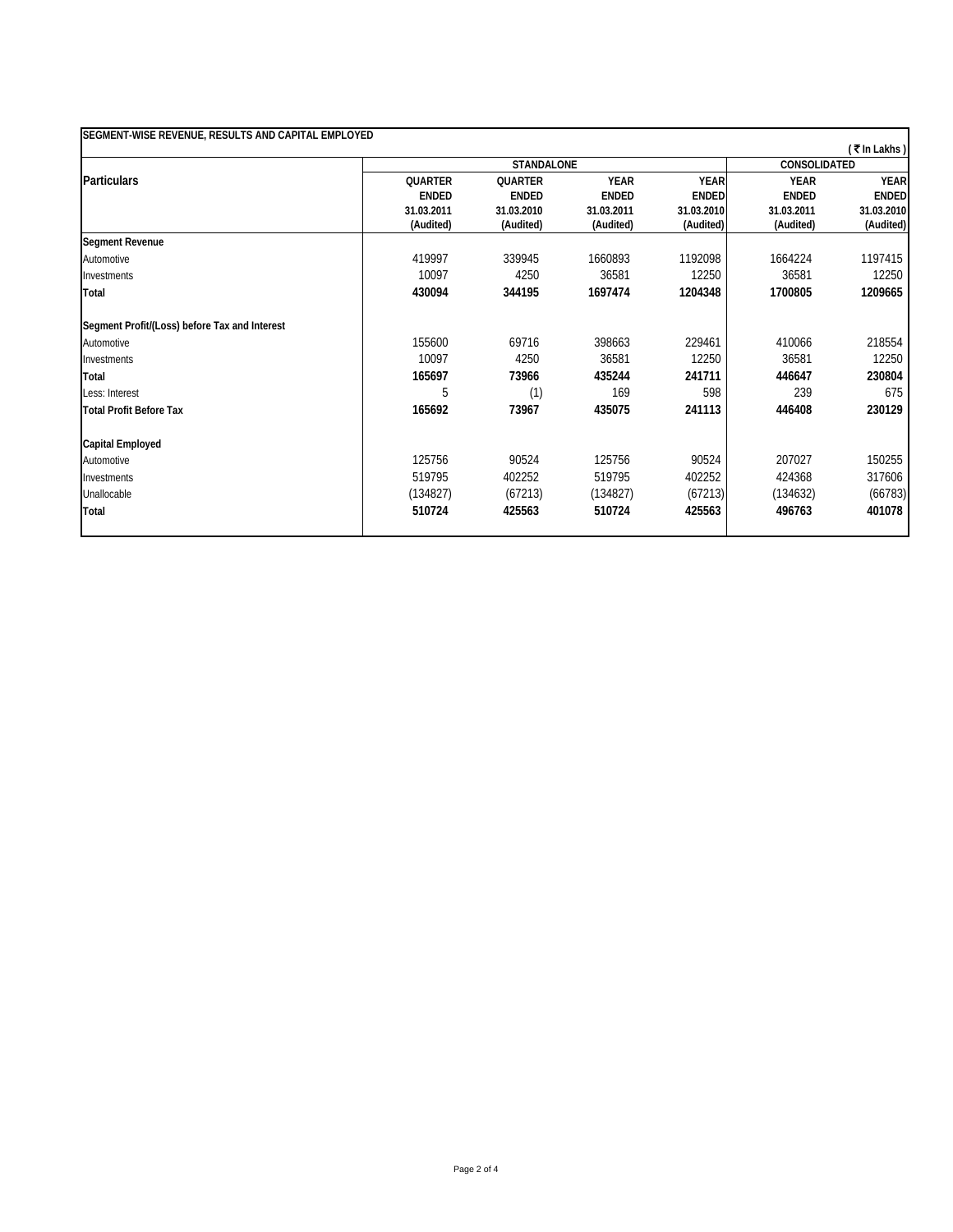## SEGMENT-WISE REVENUE, RESULTS AND CAPITAL EMPLOYED

( ₹ In Lakhs )

| Particulars | STANDALONE | | | | CONSOLIDATED | |
|---|---|---|---|---|---|---|
| | QUARTER ENDED 31.03.2011 (Audited) | QUARTER ENDED 31.03.2010 (Audited) | YEAR ENDED 31.03.2011 (Audited) | YEAR ENDED 31.03.2010 (Audited) | YEAR ENDED 31.03.2011 (Audited) | YEAR ENDED 31.03.2010 (Audited) |
| **Segment Revenue** | | | | | | |
| Automotive | 419997 | 339945 | 1660893 | 1192098 | 1664224 | 1197415 |
| Investments | 10097 | 4250 | 36581 | 12250 | 36581 | 12250 |
| **Total** | **430094** | **344195** | **1697474** | **1204348** | **1700805** | **1209665** |
| **Segment Profit/(Loss) before Tax and Interest** | | | | | | |
| Automotive | 155600 | 69716 | 398663 | 229461 | 410066 | 218554 |
| Investments | 10097 | 4250 | 36581 | 12250 | 36581 | 12250 |
| **Total** | **165697** | **73966** | **435244** | **241711** | **446647** | **230804** |
| Less: Interest | 5 | (1) | 169 | 598 | 239 | 675 |
| **Total Profit Before Tax** | **165692** | **73967** | **435075** | **241113** | **446408** | **230129** |
| **Capital Employed** | | | | | | |
| Automotive | 125756 | 90524 | 125756 | 90524 | 207027 | 150255 |
| Investments | 519795 | 402252 | 519795 | 402252 | 424368 | 317606 |
| Unallocable | (134827) | (67213) | (134827) | (67213) | (134632) | (66783) |
| **Total** | **510724** | **425563** | **510724** | **425563** | **496763** | **401078** |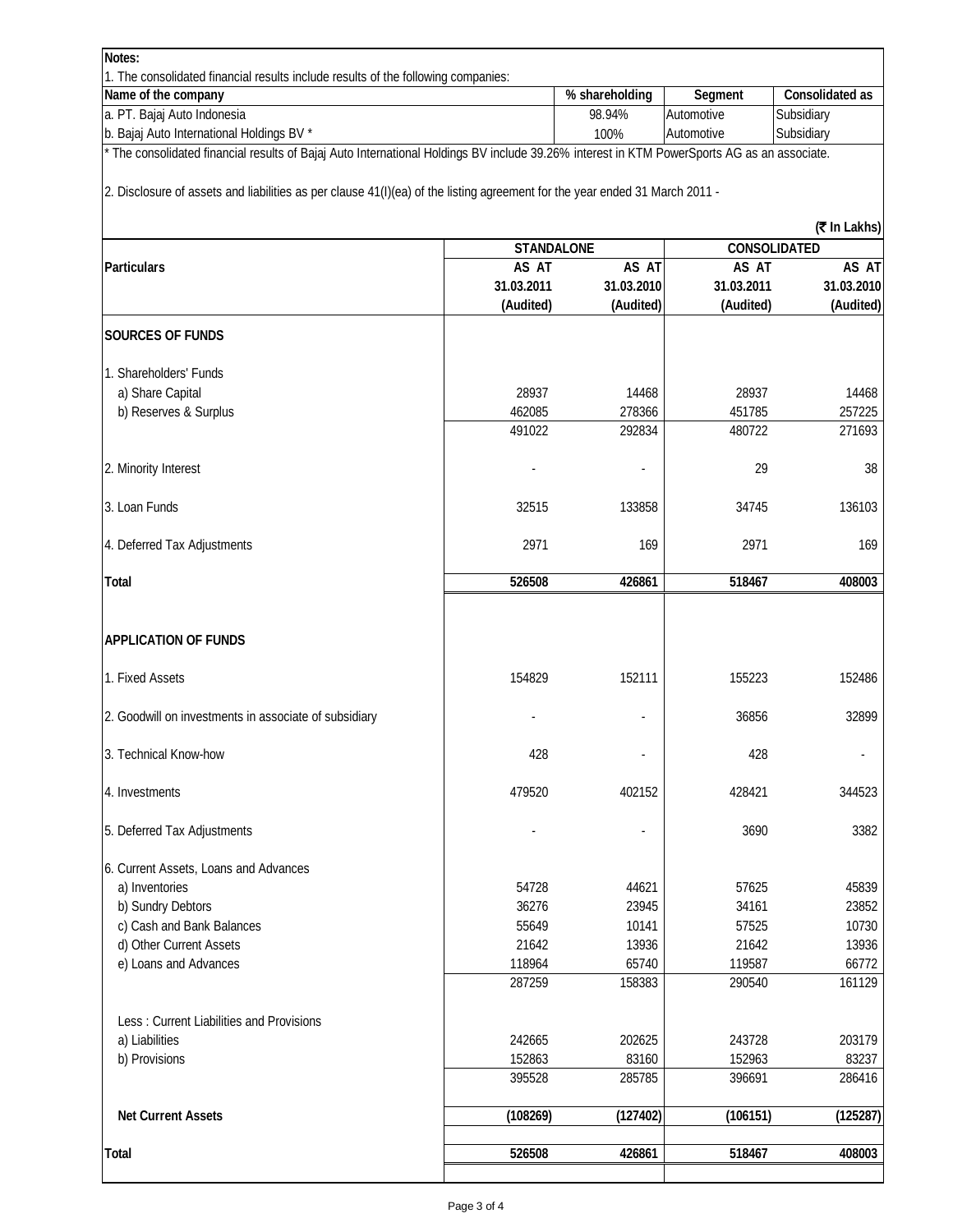**Notes:**

1. The consolidated financial results include results of the following companies:

| Name of the company | % shareholding | Segment | Consolidated as |
|---|---|---|---|
| a. PT. Bajaj Auto Indonesia | 98.94% | Automotive | Subsidiary |
| b. Bajaj Auto International Holdings BV * | 100% | Automotive | Subsidiary |

* The consolidated financial results of Bajaj Auto International Holdings BV include 39.26% interest in KTM PowerSports AG as an associate.

2. Disclosure of assets and liabilities as per clause 41(I)(ea) of the listing agreement for the year ended 31 March 2011 -

(₹ In Lakhs)

| Particulars | STANDALONE | | CONSOLIDATED | |
|---|---|---|---|---|
| | AS AT 31.03.2011 (Audited) | AS AT 31.03.2010 (Audited) | AS AT 31.03.2011 (Audited) | AS AT 31.03.2010 (Audited) |
| **SOURCES OF FUNDS** | | | | |
| 1. Shareholders' Funds | | | | |
| a) Share Capital | 28937 | 14468 | 28937 | 14468 |
| b) Reserves & Surplus | 462085 | 278366 | 451785 | 257225 |
| | 491022 | 292834 | 480722 | 271693 |
| 2. Minority Interest | - | - | 29 | 38 |
| 3. Loan Funds | 32515 | 133858 | 34745 | 136103 |
| 4. Deferred Tax Adjustments | 2971 | 169 | 2971 | 169 |
| **Total** | **526508** | **426861** | **518467** | **408003** |
| **APPLICATION OF FUNDS** | | | | |
| 1. Fixed Assets | 154829 | 152111 | 155223 | 152486 |
| 2. Goodwill on investments in associate of subsidiary | - | - | 36856 | 32899 |
| 3. Technical Know-how | 428 | - | 428 | - |
| 4. Investments | 479520 | 402152 | 428421 | 344523 |
| 5. Deferred Tax Adjustments | - | - | 3690 | 3382 |
| 6. Current Assets, Loans and Advances | | | | |
| a) Inventories | 54728 | 44621 | 57625 | 45839 |
| b) Sundry Debtors | 36276 | 23945 | 34161 | 23852 |
| c) Cash and Bank Balances | 55649 | 10141 | 57525 | 10730 |
| d) Other Current Assets | 21642 | 13936 | 21642 | 13936 |
| e) Loans and Advances | 118964 | 65740 | 119587 | 66772 |
| | 287259 | 158383 | 290540 | 161129 |
| Less : Current Liabilities and Provisions | | | | |
| a) Liabilities | 242665 | 202625 | 243728 | 203179 |
| b) Provisions | 152863 | 83160 | 152963 | 83237 |
| | 395528 | 285785 | 396691 | 286416 |
| **Net Current Assets** | **(108269)** | **(127402)** | **(106151)** | **(125287)** |
| **Total** | **526508** | **426861** | **518467** | **408003** |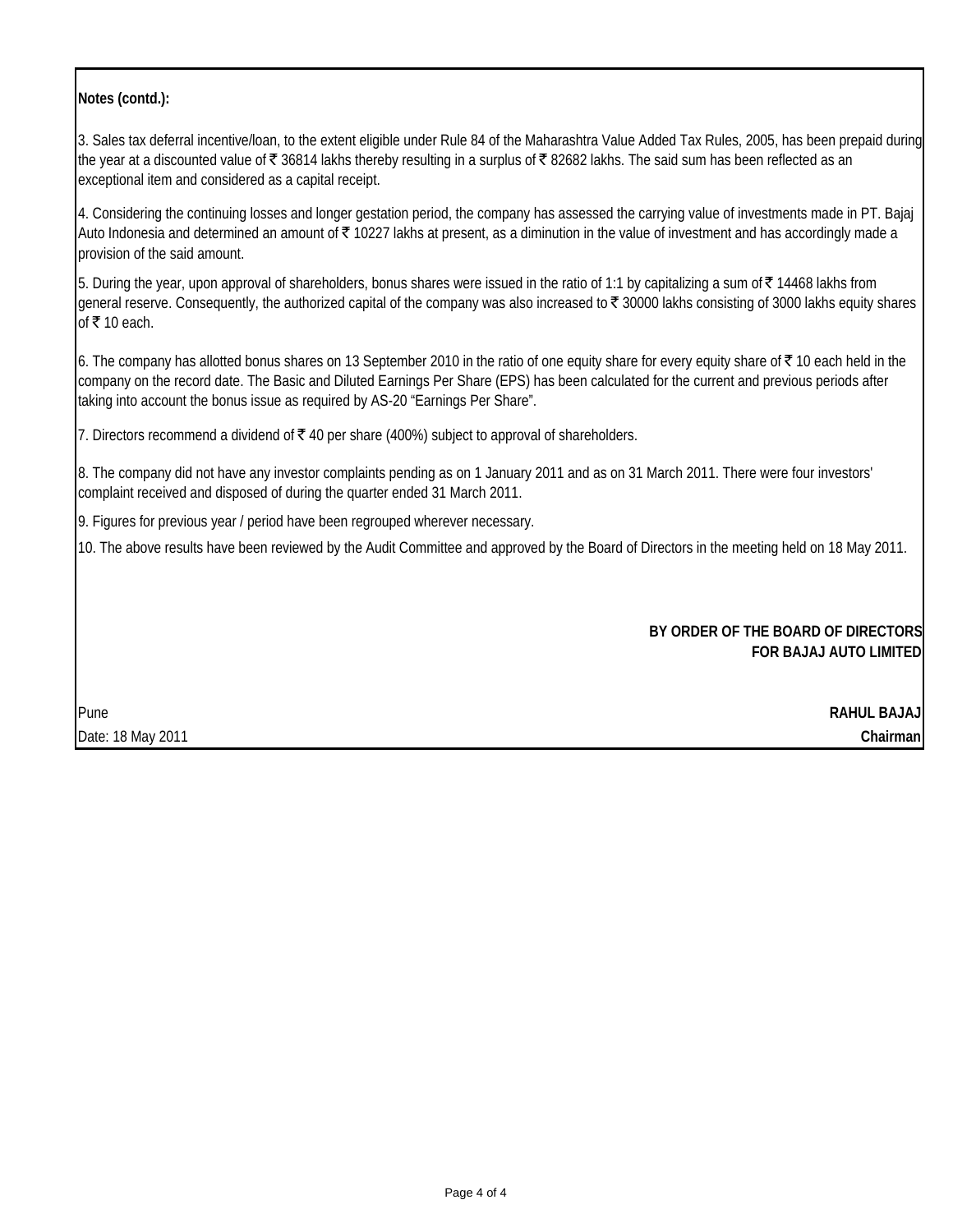**Notes (contd.):**

3. Sales tax deferral incentive/loan, to the extent eligible under Rule 84 of the Maharashtra Value Added Tax Rules, 2005, has been prepaid during the year at a discounted value of ₹ 36814 lakhs thereby resulting in a surplus of ₹ 82682 lakhs. The said sum has been reflected as an exceptional item and considered as a capital receipt.

4. Considering the continuing losses and longer gestation period, the company has assessed the carrying value of investments made in PT. Bajaj Auto Indonesia and determined an amount of ₹ 10227 lakhs at present, as a diminution in the value of investment and has accordingly made a provision of the said amount.

5. During the year, upon approval of shareholders, bonus shares were issued in the ratio of 1:1 by capitalizing a sum of ₹ 14468 lakhs from general reserve. Consequently, the authorized capital of the company was also increased to ₹ 30000 lakhs consisting of 3000 lakhs equity shares of ₹ 10 each.

6. The company has allotted bonus shares on 13 September 2010 in the ratio of one equity share for every equity share of ₹ 10 each held in the company on the record date. The Basic and Diluted Earnings Per Share (EPS) has been calculated for the current and previous periods after taking into account the bonus issue as required by AS-20 "Earnings Per Share".

7. Directors recommend a dividend of ₹ 40 per share (400%) subject to approval of shareholders.

8. The company did not have any investor complaints pending as on 1 January 2011 and as on 31 March 2011. There were four investors' complaint received and disposed of during the quarter ended 31 March 2011.

9. Figures for previous year / period have been regrouped wherever necessary.

10. The above results have been reviewed by the Audit Committee and approved by the Board of Directors in the meeting held on 18 May 2011.

**BY ORDER OF THE BOARD OF DIRECTORS**
**FOR BAJAJ AUTO LIMITED**

Pune
Date: 18 May 2011

**RAHUL BAJAJ**
**Chairman**